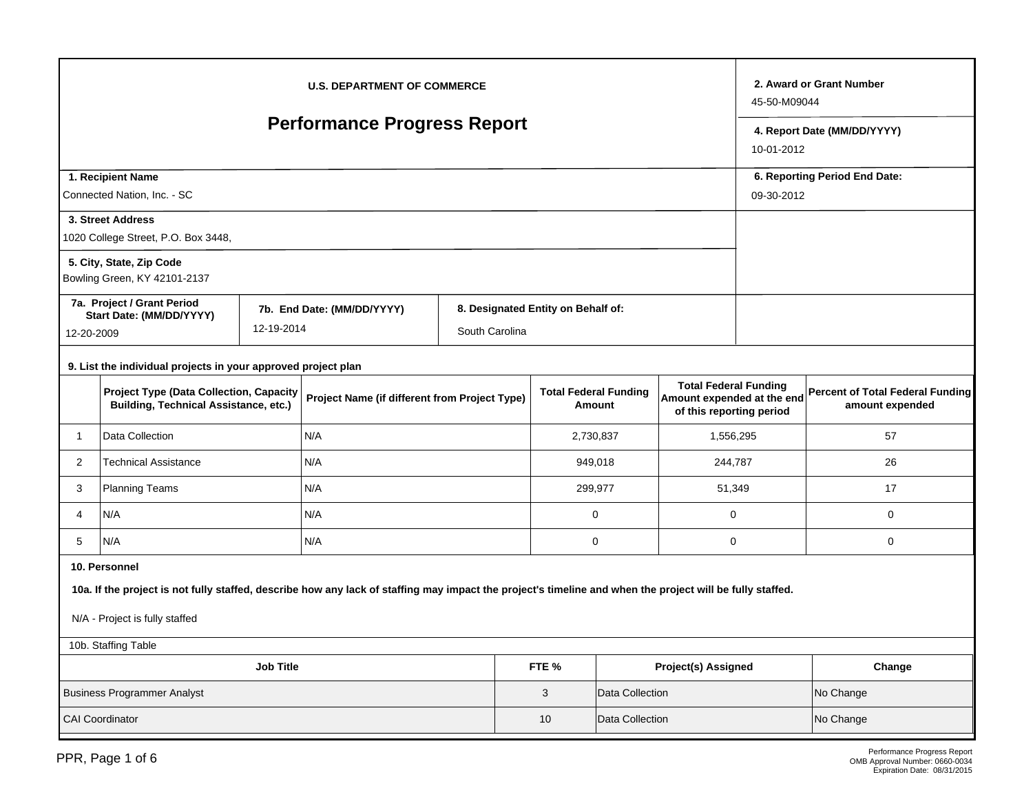U.S. DEPARTMENT OF COMMERCE

# Performance Progress Report

**2. Award or Grant Number**
45-50-M09044

**4. Report Date (MM/DD/YYYY)**
10-01-2012

**1. Recipient Name**
Connected Nation, Inc. - SC

**6. Reporting Period End Date:**
09-30-2012

**3. Street Address**
1020 College Street, P.O. Box 3448,

**5. City, State, Zip Code**
Bowling Green, KY 42101-2137

| 7a. Project / Grant Period Start Date: (MM/DD/YYYY) | 7b. End Date: (MM/DD/YYYY) | 8. Designated Entity on Behalf of: |
|---|---|---|
| 12-20-2009 | 12-19-2014 | South Carolina |

**9. List the individual projects in your approved project plan**

| | Project Type (Data Collection, Capacity Building, Technical Assistance, etc.) | Project Name (if different from Project Type) | Total Federal Funding Amount | Total Federal Funding Amount expended at the end of this reporting period | Percent of Total Federal Funding amount expended |
|---|---|---|---|---|---|
| 1 | Data Collection | N/A | 2,730,837 | 1,556,295 | 57 |
| 2 | Technical Assistance | N/A | 949,018 | 244,787 | 26 |
| 3 | Planning Teams | N/A | 299,977 | 51,349 | 17 |
| 4 | N/A | N/A | 0 | 0 | 0 |
| 5 | N/A | N/A | 0 | 0 | 0 |

**10. Personnel**

**10a. If the project is not fully staffed, describe how any lack of staffing may impact the project's timeline and when the project will be fully staffed.**

N/A - Project is fully staffed

10b. Staffing Table

| Job Title | FTE % | Project(s) Assigned | Change |
|---|---|---|---|
| Business Programmer Analyst | 3 | Data Collection | No Change |
| CAI Coordinator | 10 | Data Collection | No Change |

Performance Progress Report
OMB Approval Number: 0660-0034
Expiration Date: 08/31/2015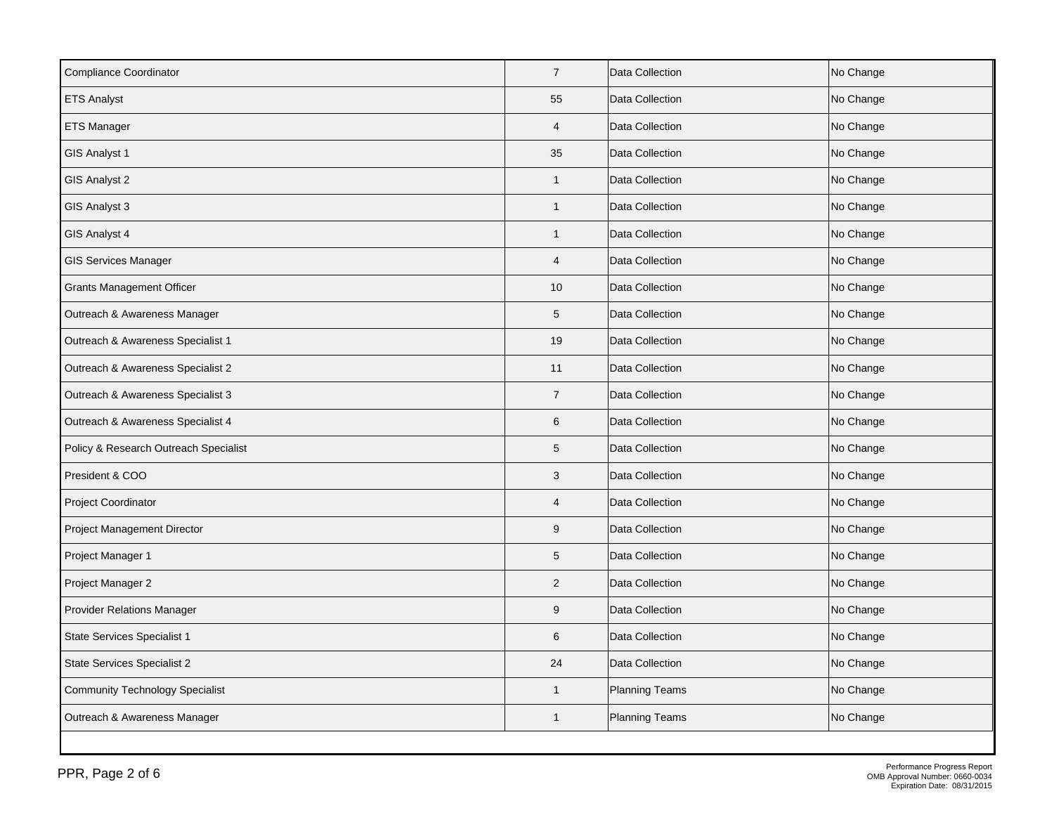| | | | |
|---|---|---|---|
| Compliance Coordinator | 7 | Data Collection | No Change |
| ETS Analyst | 55 | Data Collection | No Change |
| ETS Manager | 4 | Data Collection | No Change |
| GIS Analyst 1 | 35 | Data Collection | No Change |
| GIS Analyst 2 | 1 | Data Collection | No Change |
| GIS Analyst 3 | 1 | Data Collection | No Change |
| GIS Analyst 4 | 1 | Data Collection | No Change |
| GIS Services Manager | 4 | Data Collection | No Change |
| Grants Management Officer | 10 | Data Collection | No Change |
| Outreach & Awareness Manager | 5 | Data Collection | No Change |
| Outreach & Awareness Specialist 1 | 19 | Data Collection | No Change |
| Outreach & Awareness Specialist 2 | 11 | Data Collection | No Change |
| Outreach & Awareness Specialist 3 | 7 | Data Collection | No Change |
| Outreach & Awareness Specialist 4 | 6 | Data Collection | No Change |
| Policy & Research Outreach Specialist | 5 | Data Collection | No Change |
| President & COO | 3 | Data Collection | No Change |
| Project Coordinator | 4 | Data Collection | No Change |
| Project Management Director | 9 | Data Collection | No Change |
| Project Manager 1 | 5 | Data Collection | No Change |
| Project Manager 2 | 2 | Data Collection | No Change |
| Provider Relations Manager | 9 | Data Collection | No Change |
| State Services Specialist 1 | 6 | Data Collection | No Change |
| State Services Specialist 2 | 24 | Data Collection | No Change |
| Community Technology Specialist | 1 | Planning Teams | No Change |
| Outreach & Awareness Manager | 1 | Planning Teams | No Change |

Performance Progress Report
OMB Approval Number: 0660-0034
Expiration Date: 08/31/2015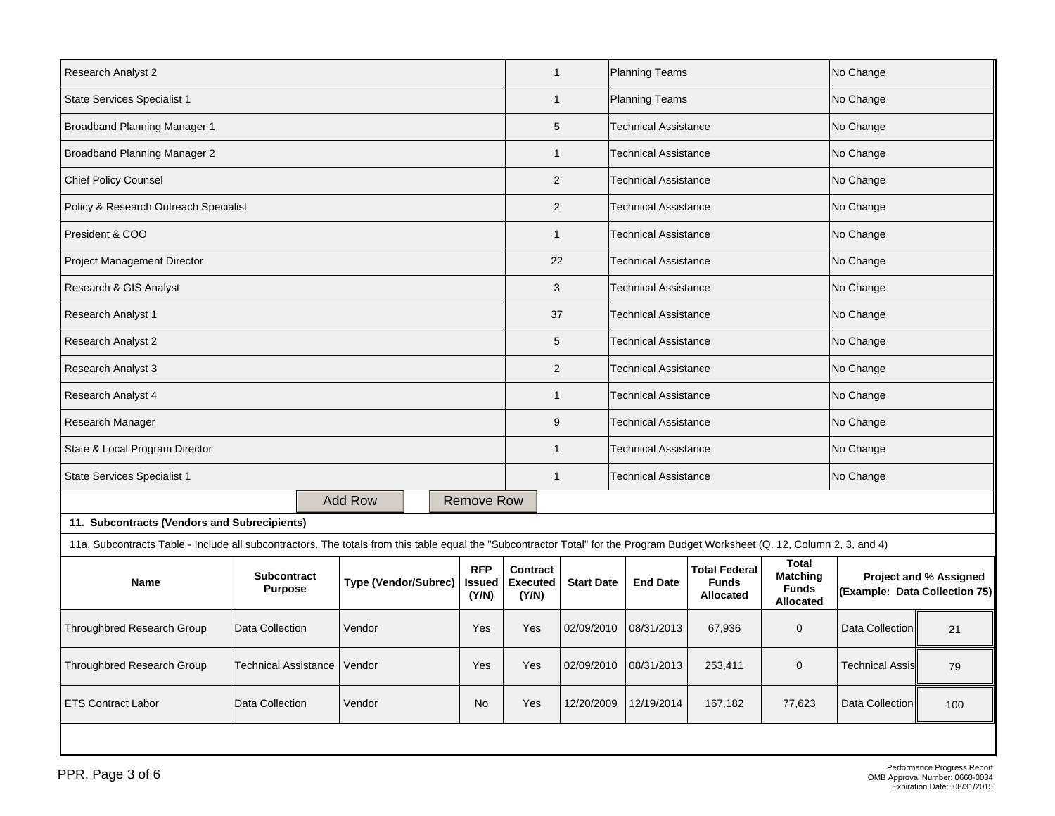| | | | |
|---|---|---|---|
| Research Analyst 2 | 1 | Planning Teams | No Change |
| State Services Specialist 1 | 1 | Planning Teams | No Change |
| Broadband Planning Manager 1 | 5 | Technical Assistance | No Change |
| Broadband Planning Manager 2 | 1 | Technical Assistance | No Change |
| Chief Policy Counsel | 2 | Technical Assistance | No Change |
| Policy & Research Outreach Specialist | 2 | Technical Assistance | No Change |
| President & COO | 1 | Technical Assistance | No Change |
| Project Management Director | 22 | Technical Assistance | No Change |
| Research & GIS Analyst | 3 | Technical Assistance | No Change |
| Research Analyst 1 | 37 | Technical Assistance | No Change |
| Research Analyst 2 | 5 | Technical Assistance | No Change |
| Research Analyst 3 | 2 | Technical Assistance | No Change |
| Research Analyst 4 | 1 | Technical Assistance | No Change |
| Research Manager | 9 | Technical Assistance | No Change |
| State & Local Program Director | 1 | Technical Assistance | No Change |
| State Services Specialist 1 | 1 | Technical Assistance | No Change |

Add Row | Remove Row

**11. Subcontracts (Vendors and Subrecipients)**

11a. Subcontracts Table - Include all subcontractors. The totals from this table equal the "Subcontractor Total" for the Program Budget Worksheet (Q. 12, Column 2, 3, and 4)

| Name | Subcontract Purpose | Type (Vendor/Subrec) | RFP Issued (Y/N) | Contract Executed (Y/N) | Start Date | End Date | Total Federal Funds Allocated | Total Matching Funds Allocated | Project and % Assigned (Example: Data Collection 75) | |
|---|---|---|---|---|---|---|---|---|---|---|
| Throughbred Research Group | Data Collection | Vendor | Yes | Yes | 02/09/2010 | 08/31/2013 | 67,936 | 0 | Data Collection | 21 |
| Throughbred Research Group | Technical Assistance | Vendor | Yes | Yes | 02/09/2010 | 08/31/2013 | 253,411 | 0 | Technical Assis | 79 |
| ETS Contract Labor | Data Collection | Vendor | No | Yes | 12/20/2009 | 12/19/2014 | 167,182 | 77,623 | Data Collection | 100 |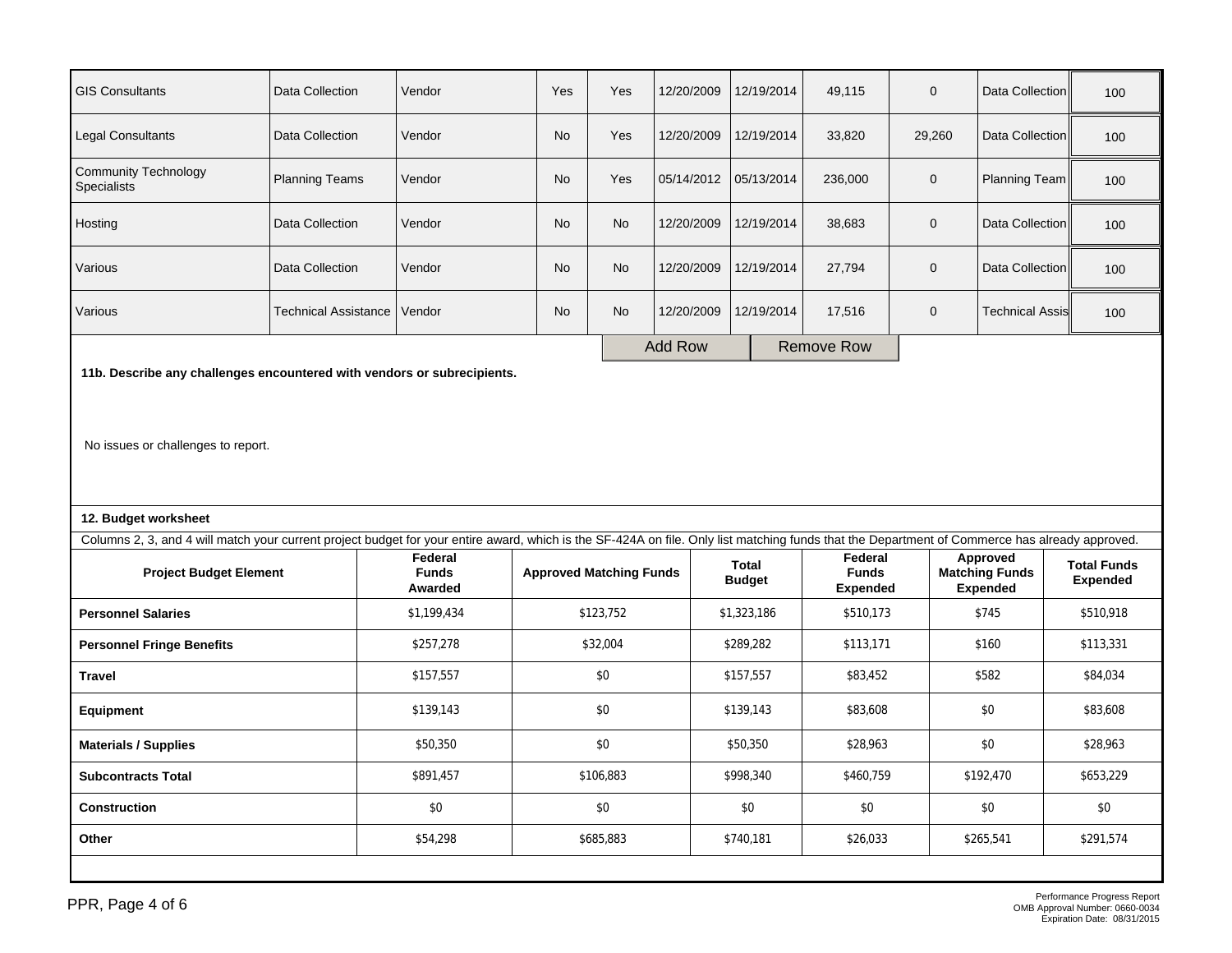| | | | | | | | | | | |
|---|---|---|---|---|---|---|---|---|---|---|
| GIS Consultants | Data Collection | Vendor | Yes | Yes | 12/20/2009 | 12/19/2014 | 49,115 | 0 | Data Collection | 100 |
| Legal Consultants | Data Collection | Vendor | No | Yes | 12/20/2009 | 12/19/2014 | 33,820 | 29,260 | Data Collection | 100 |
| Community Technology Specialists | Planning Teams | Vendor | No | Yes | 05/14/2012 | 05/13/2014 | 236,000 | 0 | Planning Team | 100 |
| Hosting | Data Collection | Vendor | No | No | 12/20/2009 | 12/19/2014 | 38,683 | 0 | Data Collection | 100 |
| Various | Data Collection | Vendor | No | No | 12/20/2009 | 12/19/2014 | 27,794 | 0 | Data Collection | 100 |
| Various | Technical Assistance | Vendor | No | No | 12/20/2009 | 12/19/2014 | 17,516 | 0 | Technical Assis | 100 |

Add Row | Remove Row

**11b. Describe any challenges encountered with vendors or subrecipients.**

No issues or challenges to report.

**12. Budget worksheet**

Columns 2, 3, and 4 will match your current project budget for your entire award, which is the SF-424A on file. Only list matching funds that the Department of Commerce has already approved.

| Project Budget Element | Federal Funds Awarded | Approved Matching Funds | Total Budget | Federal Funds Expended | Approved Matching Funds Expended | Total Funds Expended |
|---|---|---|---|---|---|---|
| **Personnel Salaries** | $1,199,434 | $123,752 | $1,323,186 | $510,173 | $745 | $510,918 |
| **Personnel Fringe Benefits** | $257,278 | $32,004 | $289,282 | $113,171 | $160 | $113,331 |
| **Travel** | $157,557 | $0 | $157,557 | $83,452 | $582 | $84,034 |
| **Equipment** | $139,143 | $0 | $139,143 | $83,608 | $0 | $83,608 |
| **Materials / Supplies** | $50,350 | $0 | $50,350 | $28,963 | $0 | $28,963 |
| **Subcontracts Total** | $891,457 | $106,883 | $998,340 | $460,759 | $192,470 | $653,229 |
| **Construction** | $0 | $0 | $0 | $0 | $0 | $0 |
| **Other** | $54,298 | $685,883 | $740,181 | $26,033 | $265,541 | $291,574 |

Performance Progress Report
OMB Approval Number: 0660-0034
Expiration Date: 08/31/2015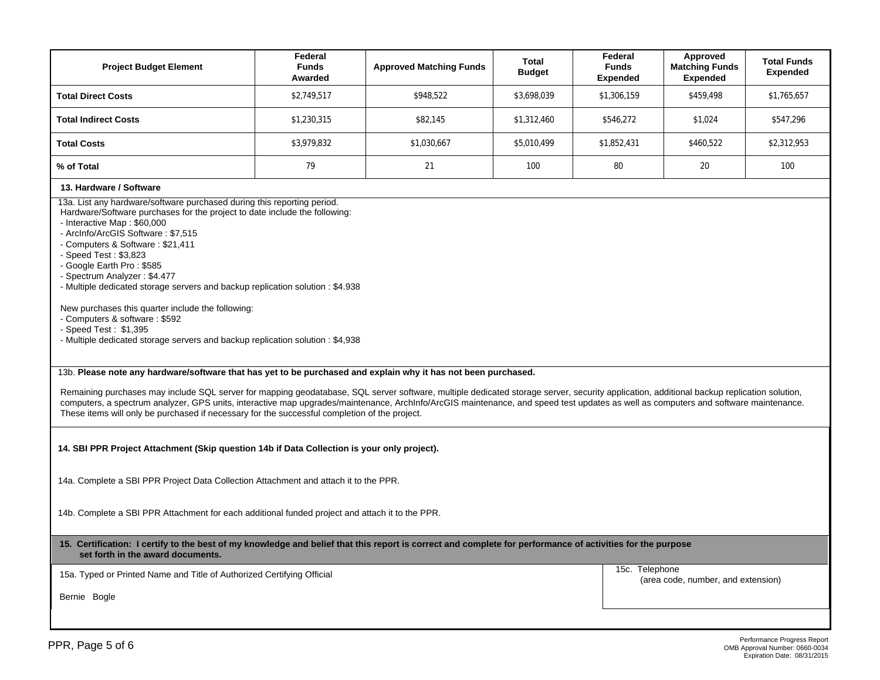| Project Budget Element | Federal Funds Awarded | Approved Matching Funds | Total Budget | Federal Funds Expended | Approved Matching Funds Expended | Total Funds Expended |
|---|---|---|---|---|---|---|
| **Total Direct Costs** | $2,749,517 | $948,522 | $3,698,039 | $1,306,159 | $459,498 | $1,765,657 |
| **Total Indirect Costs** | $1,230,315 | $82,145 | $1,312,460 | $546,272 | $1,024 | $547,296 |
| **Total Costs** | $3,979,832 | $1,030,667 | $5,010,499 | $1,852,431 | $460,522 | $2,312,953 |
| **% of Total** | 79 | 21 | 100 | 80 | 20 | 100 |

**13. Hardware / Software**

13a. List any hardware/software purchased during this reporting period.

Hardware/Software purchases for the project to date include the following:
- Interactive Map : $60,000
- ArcInfo/ArcGIS Software : $7,515
- Computers & Software : $21,411
- Speed Test : $3,823
- Google Earth Pro : $585
- Spectrum Analyzer : $4.477
- Multiple dedicated storage servers and backup replication solution : $4.938

New purchases this quarter include the following:
- Computers & software : $592
- Speed Test : $1,395
- Multiple dedicated storage servers and backup replication solution : $4,938

13b. **Please note any hardware/software that has yet to be purchased and explain why it has not been purchased.**

Remaining purchases may include SQL server for mapping geodatabase, SQL server software, multiple dedicated storage server, security application, additional backup replication solution, computers, a spectrum analyzer, GPS units, interactive map upgrades/maintenance, ArchInfo/ArcGIS maintenance, and speed test updates as well as computers and software maintenance. These items will only be purchased if necessary for the successful completion of the project.

**14. SBI PPR Project Attachment (Skip question 14b if Data Collection is your only project).**

14a. Complete a SBI PPR Project Data Collection Attachment and attach it to the PPR.

14b. Complete a SBI PPR Attachment for each additional funded project and attach it to the PPR.

**15. Certification: I certify to the best of my knowledge and belief that this report is correct and complete for performance of activities for the purpose set forth in the award documents.**

| 15a. Typed or Printed Name and Title of Authorized Certifying Official | 15c. Telephone (area code, number, and extension) |
|---|---|
| Bernie Bogle | |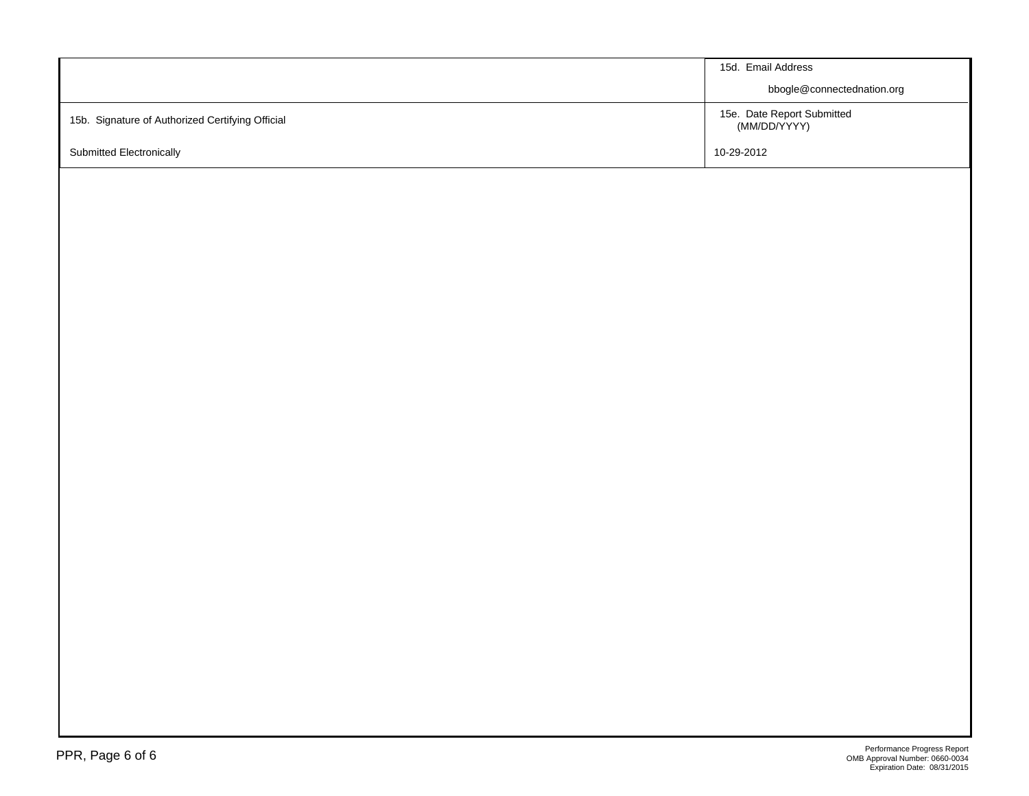| | |
|---|---|
| | 15d. Email Address<br><br>bbogle@connectednation.org |
| 15b. Signature of Authorized Certifying Official<br><br>Submitted Electronically | 15e. Date Report Submitted (MM/DD/YYYY)<br><br>10-29-2012 |

Performance Progress Report
OMB Approval Number: 0660-0034
Expiration Date: 08/31/2015